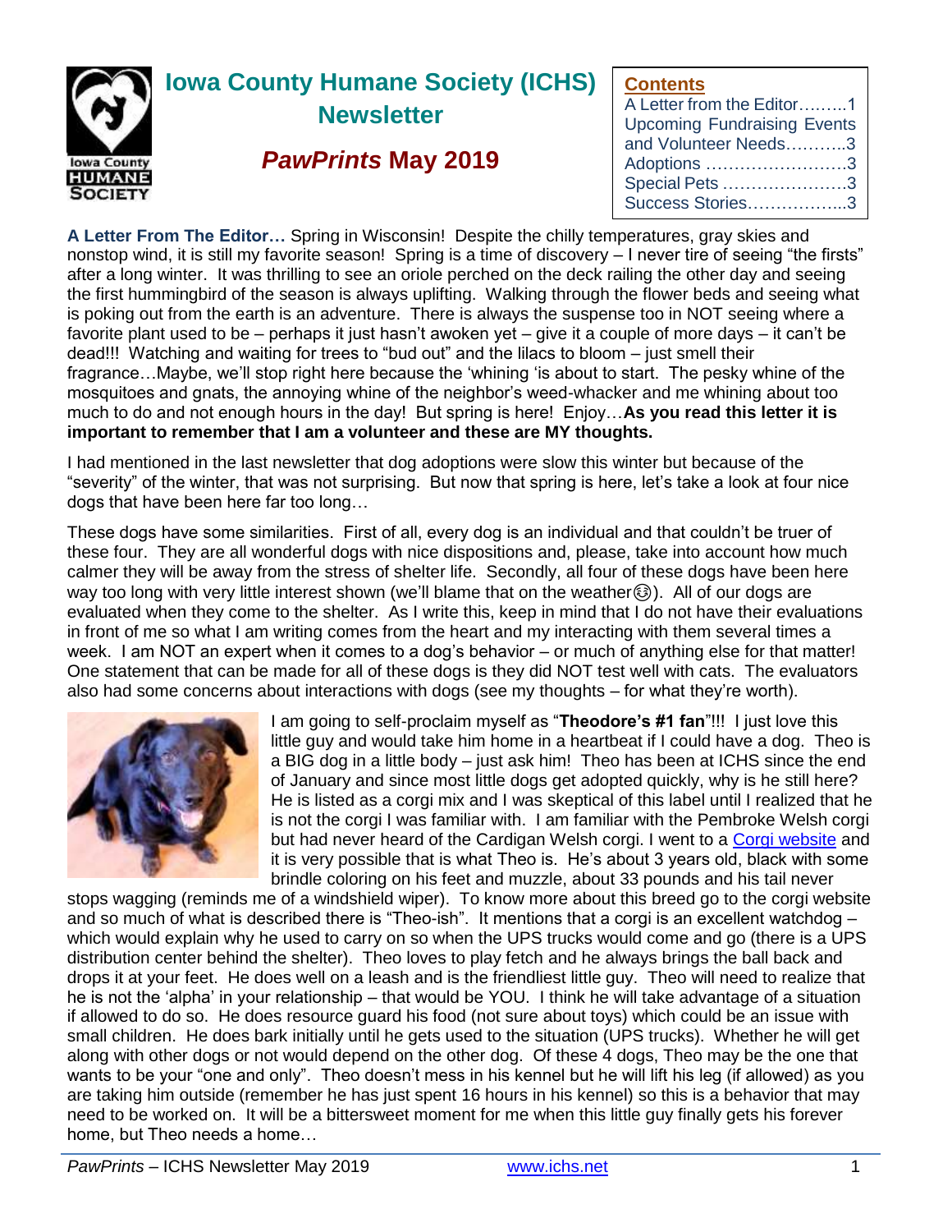# Iowa County Humane Society (ICHS) Newsletter

## *PawPrints* May 2019

**Contents**
- A Letter from the Editor.........1
- Upcoming Fundraising Events and Volunteer Needs...........3
- Adoptions .........................3
- Special Pets ......................3
- Success Stories..................3

**A Letter From The Editor…** Spring in Wisconsin! Despite the chilly temperatures, gray skies and nonstop wind, it is still my favorite season! Spring is a time of discovery – I never tire of seeing "the firsts" after a long winter. It was thrilling to see an oriole perched on the deck railing the other day and seeing the first hummingbird of the season is always uplifting. Walking through the flower beds and seeing what is poking out from the earth is an adventure. There is always the suspense too in NOT seeing where a favorite plant used to be – perhaps it just hasn't awoken yet – give it a couple of more days – it can't be dead!!! Watching and waiting for trees to "bud out" and the lilacs to bloom – just smell their fragrance…Maybe, we'll stop right here because the 'whining 'is about to start. The pesky whine of the mosquitoes and gnats, the annoying whine of the neighbor's weed-whacker and me whining about too much to do and not enough hours in the day! But spring is here! Enjoy…**As you read this letter it is important to remember that I am a volunteer and these are MY thoughts.**

I had mentioned in the last newsletter that dog adoptions were slow this winter but because of the "severity" of the winter, that was not surprising. But now that spring is here, let's take a look at four nice dogs that have been here far too long…

These dogs have some similarities. First of all, every dog is an individual and that couldn't be truer of these four. They are all wonderful dogs with nice dispositions and, please, take into account how much calmer they will be away from the stress of shelter life. Secondly, all four of these dogs have been here way too long with very little interest shown (we'll blame that on the weather😊). All of our dogs are evaluated when they come to the shelter. As I write this, keep in mind that I do not have their evaluations in front of me so what I am writing comes from the heart and my interacting with them several times a week. I am NOT an expert when it comes to a dog's behavior – or much of anything else for that matter! One statement that can be made for all of these dogs is they did NOT test well with cats. The evaluators also had some concerns about interactions with dogs (see my thoughts – for what they're worth).

I am going to self-proclaim myself as "**Theodore's #1 fan**"!!! I just love this little guy and would take him home in a heartbeat if I could have a dog. Theo is a BIG dog in a little body – just ask him! Theo has been at ICHS since the end of January and since most little dogs get adopted quickly, why is he still here? He is listed as a corgi mix and I was skeptical of this label until I realized that he is not the corgi I was familiar with. I am familiar with the Pembroke Welsh corgi but had never heard of the Cardigan Welsh corgi. I went to a Corgi website and it is very possible that is what Theo is. He's about 3 years old, black with some brindle coloring on his feet and muzzle, about 33 pounds and his tail never stops wagging (reminds me of a windshield wiper). To know more about this breed go to the corgi website and so much of what is described there is "Theo-ish". It mentions that a corgi is an excellent watchdog – which would explain why he used to carry on so when the UPS trucks would come and go (there is a UPS distribution center behind the shelter). Theo loves to play fetch and he always brings the ball back and drops it at your feet. He does well on a leash and is the friendliest little guy. Theo will need to realize that he is not the 'alpha' in your relationship – that would be YOU. I think he will take advantage of a situation if allowed to do so. He does resource guard his food (not sure about toys) which could be an issue with small children. He does bark initially until he gets used to the situation (UPS trucks). Whether he will get along with other dogs or not would depend on the other dog. Of these 4 dogs, Theo may be the one that wants to be your "one and only". Theo doesn't mess in his kennel but he will lift his leg (if allowed) as you are taking him outside (remember he has just spent 16 hours in his kennel) so this is a behavior that may need to be worked on. It will be a bittersweet moment for me when this little guy finally gets his forever home, but Theo needs a home…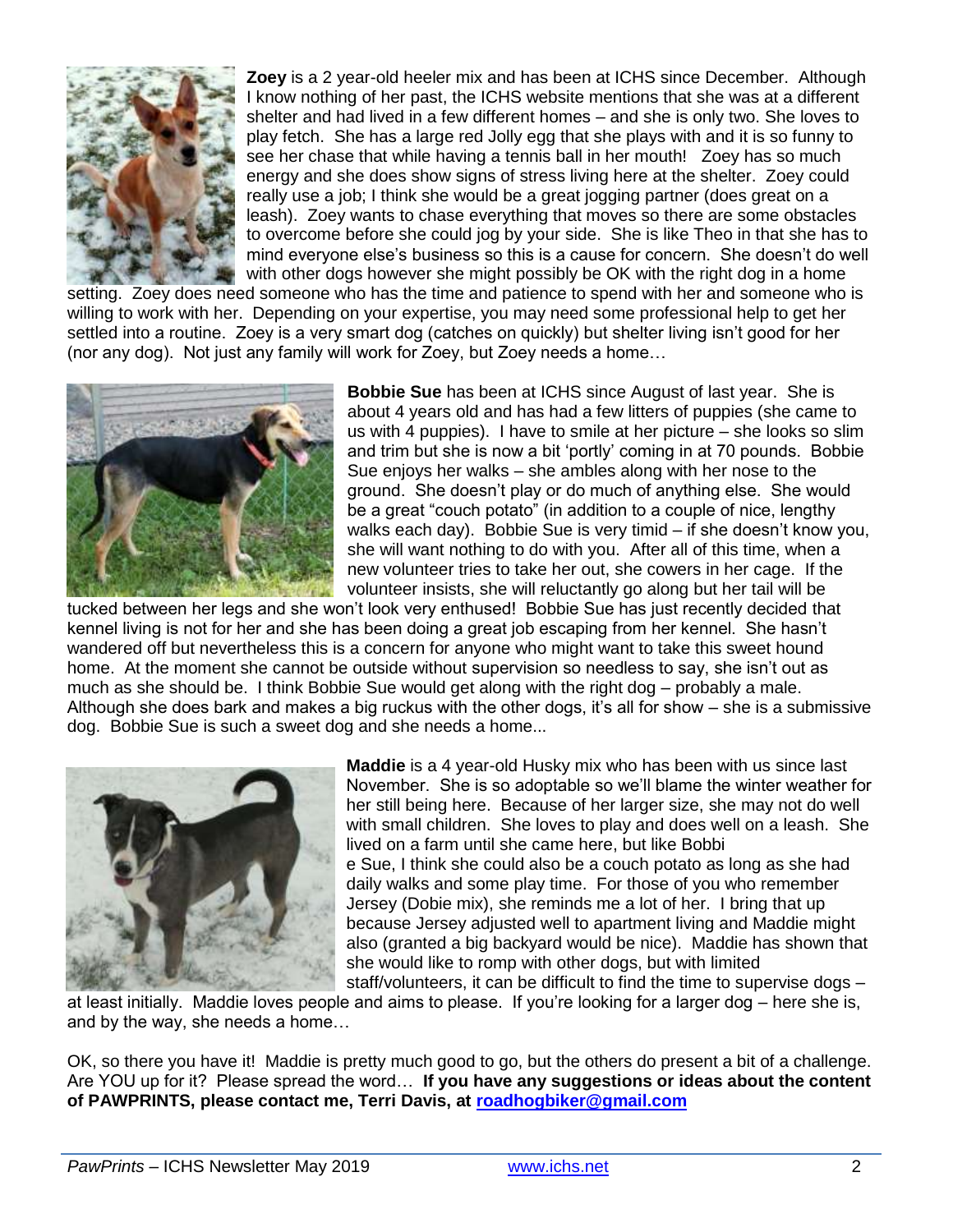**Zoey** is a 2 year-old heeler mix and has been at ICHS since December. Although I know nothing of her past, the ICHS website mentions that she was at a different shelter and had lived in a few different homes – and she is only two. She loves to play fetch. She has a large red Jolly egg that she plays with and it is so funny to see her chase that while having a tennis ball in her mouth! Zoey has so much energy and she does show signs of stress living here at the shelter. Zoey could really use a job; I think she would be a great jogging partner (does great on a leash). Zoey wants to chase everything that moves so there are some obstacles to overcome before she could jog by your side. She is like Theo in that she has to mind everyone else's business so this is a cause for concern. She doesn't do well with other dogs however she might possibly be OK with the right dog in a home setting. Zoey does need someone who has the time and patience to spend with her and someone who is willing to work with her. Depending on your expertise, you may need some professional help to get her settled into a routine. Zoey is a very smart dog (catches on quickly) but shelter living isn't good for her (nor any dog). Not just any family will work for Zoey, but Zoey needs a home…

**Bobbie Sue** has been at ICHS since August of last year. She is about 4 years old and has had a few litters of puppies (she came to us with 4 puppies). I have to smile at her picture – she looks so slim and trim but she is now a bit 'portly' coming in at 70 pounds. Bobbie Sue enjoys her walks – she ambles along with her nose to the ground. She doesn't play or do much of anything else. She would be a great "couch potato" (in addition to a couple of nice, lengthy walks each day). Bobbie Sue is very timid – if she doesn't know you, she will want nothing to do with you. After all of this time, when a new volunteer tries to take her out, she cowers in her cage. If the volunteer insists, she will reluctantly go along but her tail will be tucked between her legs and she won't look very enthused! Bobbie Sue has just recently decided that kennel living is not for her and she has been doing a great job escaping from her kennel. She hasn't wandered off but nevertheless this is a concern for anyone who might want to take this sweet hound home. At the moment she cannot be outside without supervision so needless to say, she isn't out as much as she should be. I think Bobbie Sue would get along with the right dog – probably a male. Although she does bark and makes a big ruckus with the other dogs, it's all for show – she is a submissive dog. Bobbie Sue is such a sweet dog and she needs a home...

**Maddie** is a 4 year-old Husky mix who has been with us since last November. She is so adoptable so we'll blame the winter weather for her still being here. Because of her larger size, she may not do well with small children. She loves to play and does well on a leash. She lived on a farm until she came here, but like Bobbie Sue, I think she could also be a couch potato as long as she had daily walks and some play time. For those of you who remember Jersey (Dobie mix), she reminds me a lot of her. I bring that up because Jersey adjusted well to apartment living and Maddie might also (granted a big backyard would be nice). Maddie has shown that she would like to romp with other dogs, but with limited staff/volunteers, it can be difficult to find the time to supervise dogs – at least initially. Maddie loves people and aims to please. If you're looking for a larger dog – here she is, and by the way, she needs a home…

OK, so there you have it! Maddie is pretty much good to go, but the others do present a bit of a challenge. Are YOU up for it? Please spread the word… **If you have any suggestions or ideas about the content of PAWPRINTS, please contact me, Terri Davis, at [roadhogbiker@gmail.com](mailto:roadhogbiker@gmail.com)**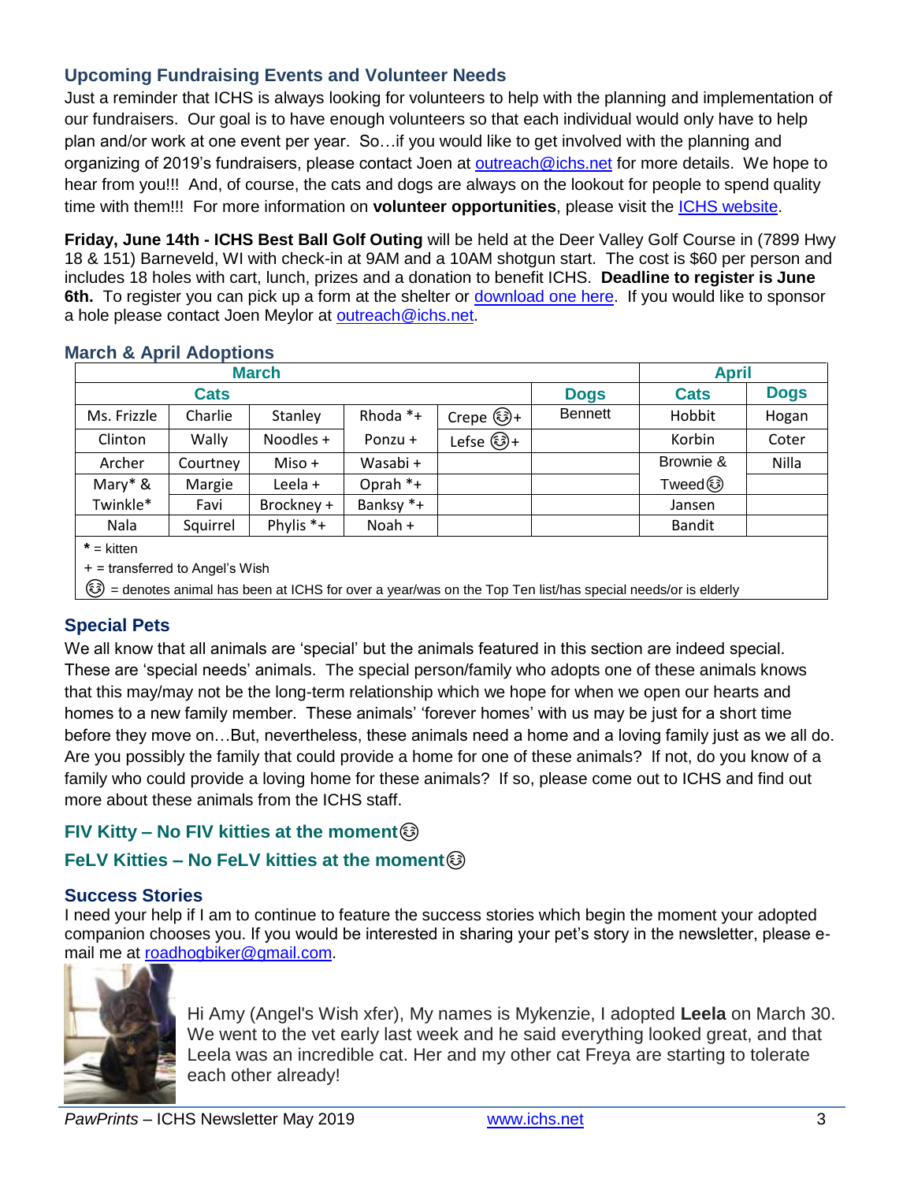## Upcoming Fundraising Events and Volunteer Needs

Just a reminder that ICHS is always looking for volunteers to help with the planning and implementation of our fundraisers. Our goal is to have enough volunteers so that each individual would only have to help plan and/or work at one event per year. So…if you would like to get involved with the planning and organizing of 2019's fundraisers, please contact Joen at outreach@ichs.net for more details. We hope to hear from you!!! And, of course, the cats and dogs are always on the lookout for people to spend quality time with them!!! For more information on **volunteer opportunities**, please visit the ICHS website.

**Friday, June 14th - ICHS Best Ball Golf Outing** will be held at the Deer Valley Golf Course in (7899 Hwy 18 & 151) Barneveld, WI with check-in at 9AM and a 10AM shotgun start. The cost is $60 per person and includes 18 holes with cart, lunch, prizes and a donation to benefit ICHS. **Deadline to register is June 6th.** To register you can pick up a form at the shelter or download one here. If you would like to sponsor a hole please contact Joen Meylor at outreach@ichs.net.

## March & April Adoptions

| March | | | | | | April | |
|---|---|---|---|---|---|---|---|
| Cats | | | | | Dogs | Cats | Dogs |
| Ms. Frizzle | Charlie | Stanley | Rhoda *+ | Crepe 😊+ | Bennett | Hobbit | Hogan |
| Clinton | Wally | Noodles + | Ponzu + | Lefse 😊+ | | Korbin | Coter |
| Archer | Courtney | Miso + | Wasabi + | | | Brownie & | Nilla |
| Mary* & | Margie | Leela + | Oprah *+ | | | Tweed😊 | |
| Twinkle* | Favi | Brockney + | Banksy *+ | | | Jansen | |
| Nala | Squirrel | Phylis *+ | Noah + | | | Bandit | |

**\*** = kitten

\+ = transferred to Angel's Wish

😊 = denotes animal has been at ICHS for over a year/was on the Top Ten list/has special needs/or is elderly

## Special Pets

We all know that all animals are 'special' but the animals featured in this section are indeed special. These are 'special needs' animals. The special person/family who adopts one of these animals knows that this may/may not be the long-term relationship which we hope for when we open our hearts and homes to a new family member. These animals' 'forever homes' with us may be just for a short time before they move on…But, nevertheless, these animals need a home and a loving family just as we all do. Are you possibly the family that could provide a home for one of these animals? If not, do you know of a family who could provide a loving home for these animals? If so, please come out to ICHS and find out more about these animals from the ICHS staff.

### FIV Kitty – No FIV kitties at the moment😊

### FeLV Kitties – No FeLV kitties at the moment😊

## Success Stories

I need your help if I am to continue to feature the success stories which begin the moment your adopted companion chooses you. If you would be interested in sharing your pet's story in the newsletter, please e-mail me at roadhogbiker@gmail.com.

Hi Amy (Angel's Wish xfer), My names is Mykenzie, I adopted **Leela** on March 30. We went to the vet early last week and he said everything looked great, and that Leela was an incredible cat. Her and my other cat Freya are starting to tolerate each other already!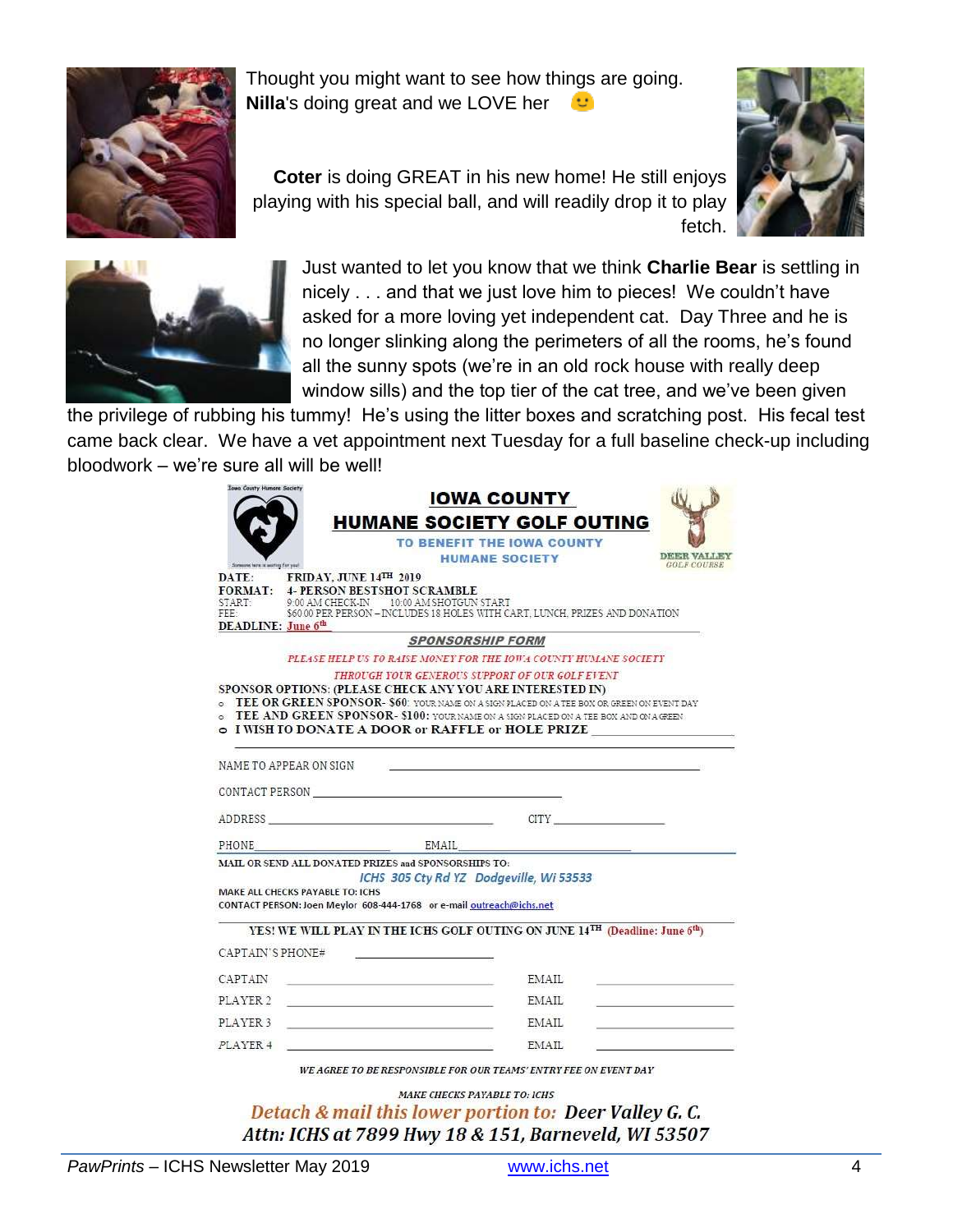Thought you might want to see how things are going. **Nilla**'s doing great and we LOVE her 🙂

**Coter** is doing GREAT in his new home! He still enjoys playing with his special ball, and will readily drop it to play fetch.

Just wanted to let you know that we think **Charlie Bear** is settling in nicely . . . and that we just love him to pieces! We couldn't have asked for a more loving yet independent cat. Day Three and he is no longer slinking along the perimeters of all the rooms, he's found all the sunny spots (we're in an old rock house with really deep window sills) and the top tier of the cat tree, and we've been given the privilege of rubbing his tummy! He's using the litter boxes and scratching post. His fecal test came back clear. We have a vet appointment next Tuesday for a full baseline check-up including bloodwork – we're sure all will be well!

Iowa County Humane Society

Someone here is waiting for you!

# IOWA COUNTY HUMANE SOCIETY GOLF OUTING

**TO BENEFIT THE IOWA COUNTY HUMANE SOCIETY**

DEER VALLEY GOLF COURSE

**DATE:** FRIDAY, JUNE 14TH 2019
**FORMAT:** 4- PERSON BESTSHOT SCRAMBLE
START: 9:00 AM CHECK-IN 10:00 AM SHOTGUN START
FEE: $60.00 PER PERSON – INCLUDES 18 HOLES WITH CART, LUNCH, PRIZES AND DONATION
**DEADLINE:** June 6th

## SPONSORSHIP FORM

*PLEASE HELP US TO RAISE MONEY FOR THE IOWA COUNTY HUMANE SOCIETY THROUGH YOUR GENEROUS SUPPORT OF OUR GOLF EVENT*

**SPONSOR OPTIONS: (PLEASE CHECK ANY YOU ARE INTERESTED IN)**

- **TEE OR GREEN SPONSOR- $60:** YOUR NAME ON A SIGN PLACED ON A TEE BOX OR GREEN ON EVENT DAY
- **TEE AND GREEN SPONSOR- $100:** YOUR NAME ON A SIGN PLACED ON A TEE BOX AND ON A GREEN
- **I WISH TO DONATE A DOOR or RAFFLE or HOLE PRIZE** ____________

NAME TO APPEAR ON SIGN ____________

CONTACT PERSON ____________

ADDRESS ____________ CITY ____________

PHONE ____________ EMAIL ____________

**MAIL OR SEND ALL DONATED PRIZES and SPONSORSHIPS TO:**

*ICHS 305 Cty Rd YZ Dodgeville, Wi 53533*

MAKE ALL CHECKS PAYABLE TO: ICHS

CONTACT PERSON: Joen Meylor 608-444-1768 or e-mail outreach@ichs.net

**YES! WE WILL PLAY IN THE ICHS GOLF OUTING ON JUNE 14TH (Deadline: June 6th)**

CAPTAIN'S PHONE# ____________

CAPTAIN ____________ EMAIL ____________

PLAYER 2 ____________ EMAIL ____________

PLAYER 3 ____________ EMAIL ____________

PLAYER 4 ____________ EMAIL ____________

*WE AGREE TO BE RESPONSIBLE FOR OUR TEAMS' ENTRY FEE ON EVENT DAY*

*MAKE CHECKS PAYABLE TO: ICHS*

***Detach & mail this lower portion to: Deer Valley G. C.***
***Attn: ICHS at 7899 Hwy 18 & 151, Barneveld, WI 53507***